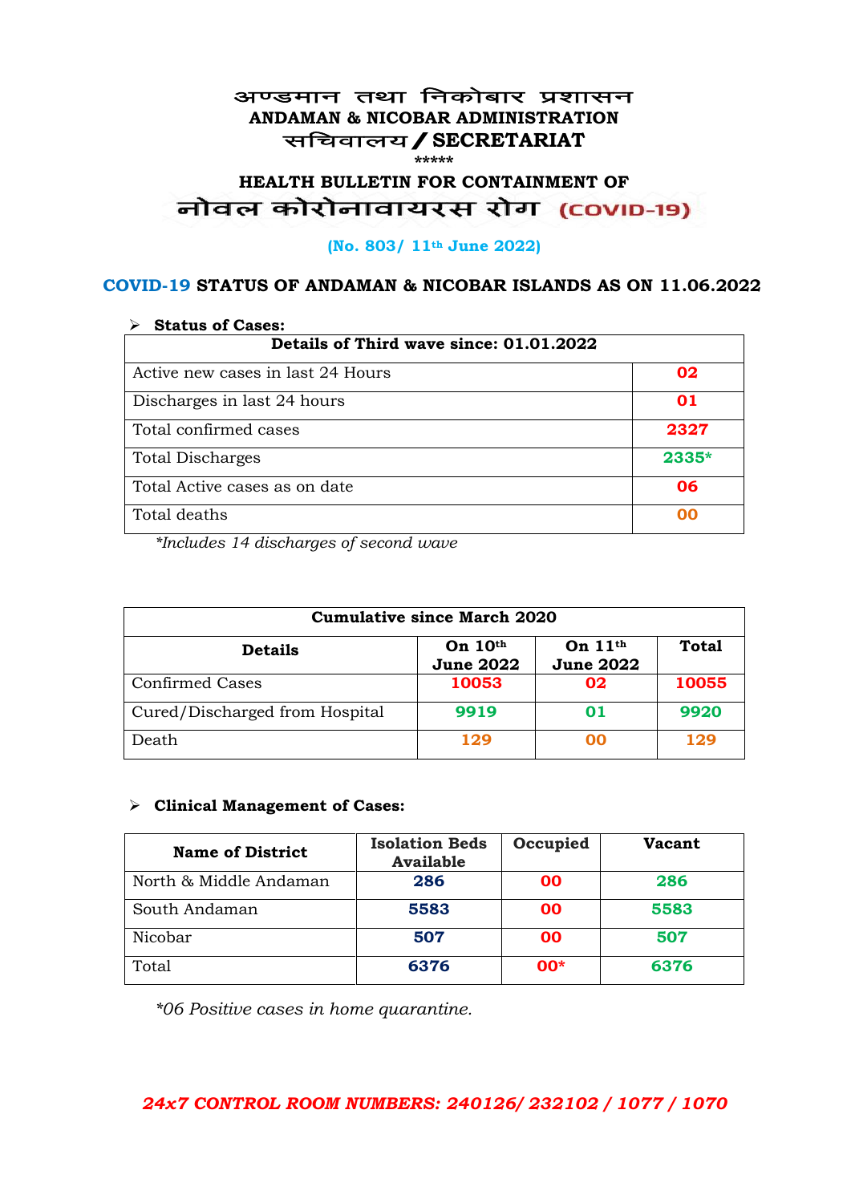# अण्डमान तथा निकोबार प्रशासन
## ANDAMAN & NICOBAR ADMINISTRATION
## सचिवालय / SECRETARIAT

\*\*\*\*\*

## HEALTH BULLETIN FOR CONTAINMENT OF
## नोवल कोरोनावायरस रोग (COVID-19)

**(No. 803/ 11th June 2022)**

### COVID-19 STATUS OF ANDAMAN & NICOBAR ISLANDS AS ON 11.06.2022

➢ **Status of Cases:**

| Details of Third wave since: 01.01.2022 | |
|---|---|
| Active new cases in last 24 Hours | 02 |
| Discharges in last 24 hours | 01 |
| Total confirmed cases | 2327 |
| Total Discharges | 2335* |
| Total Active cases as on date | 06 |
| Total deaths | 00 |

*\*Includes 14 discharges of second wave*

| Cumulative since March 2020 | | | |
|---|---|---|---|
| **Details** | **On 10th June 2022** | **On 11th June 2022** | **Total** |
| Confirmed Cases | 10053 | 02 | 10055 |
| Cured/Discharged from Hospital | 9919 | 01 | 9920 |
| Death | 129 | 00 | 129 |

➢ **Clinical Management of Cases:**

| Name of District | Isolation Beds Available | Occupied | Vacant |
|---|---|---|---|
| North & Middle Andaman | 286 | 00 | 286 |
| South Andaman | 5583 | 00 | 5583 |
| Nicobar | 507 | 00 | 507 |
| Total | 6376 | 00* | 6376 |

*\*06 Positive cases in home quarantine.*

***24x7 CONTROL ROOM NUMBERS: 240126/ 232102 / 1077 / 1070***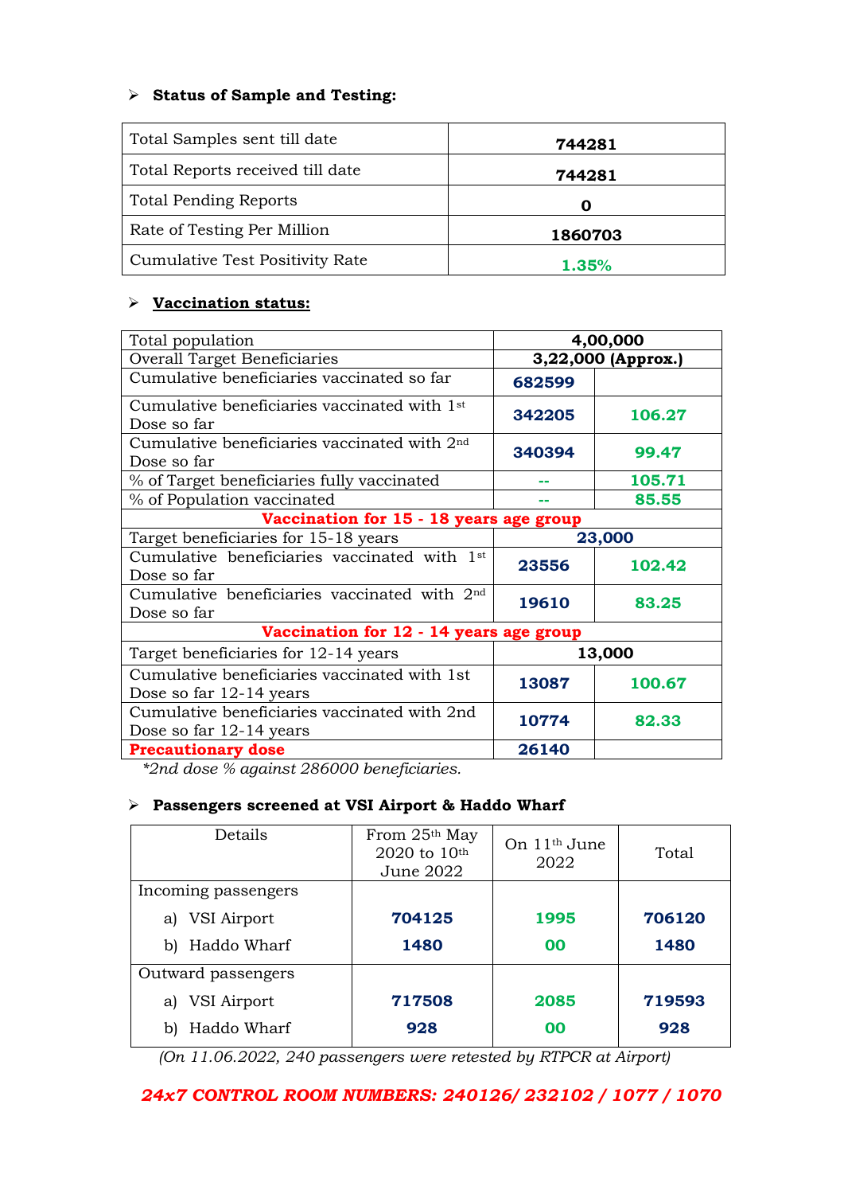- **Status of Sample and Testing:**

| | |
|---|---|
| Total Samples sent till date | **744281** |
| Total Reports received till date | **744281** |
| Total Pending Reports | **0** |
| Rate of Testing Per Million | **1860703** |
| Cumulative Test Positivity Rate | **1.35%** |

- **Vaccination status:**

| | | |
|---|---|---|
| Total population | **4,00,000** | |
| Overall Target Beneficiaries | **3,22,000 (Approx.)** | |
| Cumulative beneficiaries vaccinated so far | **682599** | |
| Cumulative beneficiaries vaccinated with 1st Dose so far | **342205** | **106.27** |
| Cumulative beneficiaries vaccinated with 2nd Dose so far | **340394** | **99.47** |
| % of Target beneficiaries fully vaccinated | **--** | **105.71** |
| % of Population vaccinated | **--** | **85.55** |
| **Vaccination for 15 - 18 years age group** | | |
| Target beneficiaries for 15-18 years | **23,000** | |
| Cumulative beneficiaries vaccinated with 1st Dose so far | **23556** | **102.42** |
| Cumulative beneficiaries vaccinated with 2nd Dose so far | **19610** | **83.25** |
| **Vaccination for 12 - 14 years age group** | | |
| Target beneficiaries for 12-14 years | **13,000** | |
| Cumulative beneficiaries vaccinated with 1st Dose so far 12-14 years | **13087** | **100.67** |
| Cumulative beneficiaries vaccinated with 2nd Dose so far 12-14 years | **10774** | **82.33** |
| **Precautionary dose** | **26140** | |

*\*2nd dose % against 286000 beneficiaries.*

- **Passengers screened at VSI Airport & Haddo Wharf**

| Details | From 25th May 2020 to 10th June 2022 | On 11th June 2022 | Total |
|---|---|---|---|
| Incoming passengers | | | |
| a) VSI Airport | **704125** | **1995** | **706120** |
| b) Haddo Wharf | **1480** | **00** | **1480** |
| Outward passengers | | | |
| a) VSI Airport | **717508** | **2085** | **719593** |
| b) Haddo Wharf | **928** | **00** | **928** |

*(On 11.06.2022, 240 passengers were retested by RTPCR at Airport)*

***24x7 CONTROL ROOM NUMBERS: 240126/ 232102 / 1077 / 1070***